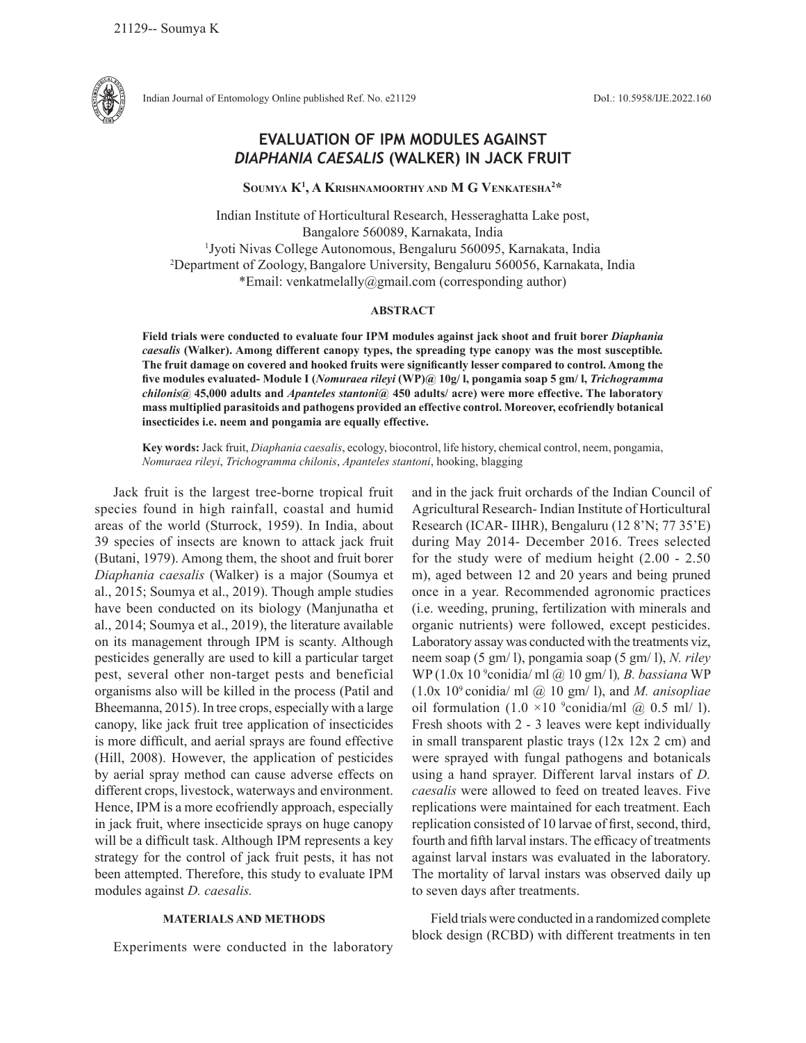# EVALUATION OF IPM MODULES AGAINST *DIAPHANIA CAESALIS* (WALKER) IN JACK FRUIT

**Soumya K[1], A Krishnamoorthy and M G Venkatesha[2]***

Indian Institute of Horticultural Reserach, Hesseraghatta Lake post, Bangalore 560089, Karnakata, India
[1]Jyoti Nivas College Autonomous, Bengaluru 560095, Karnakata, India
[2]Department of Zoology, Bangalore University, Bengaluru 560056, Karnakata, India
*Email: venkatmelally@gmail.com (corresponding author)

### ABSTRACT

**Field trials were conducted to evaluate four IPM modules against jack shoot and fruit borer *Diaphania caesalis* (Walker). Among different canopy types, the spreading type canopy was the most susceptible. The fruit damage on covered and hooked fruits were significantly lesser compared to control. Among the five modules evaluated- Module I (*Nomuraea rileyi* (WP)@ 10g/ l, pongamia soap 5 gm/ l, *Trichogramma chilonis*@ 45,000 adults and *Apanteles stantoni*@ 450 adults/ acre) were more effective. The laboratory mass multiplied parasitoids and pathogens provided an effective control. Moreover, ecofriendly botanical insecticides i.e. neem and pongamia are equally effective.**

**Key words:** Jack fruit, *Diaphania caesalis*, ecology, biocontrol, life history, chemical control, neem, pongamia, *Nomuraea rileyi*, *Trichogramma chilonis*, *Apanteles stantoni*, hooking, blagging

Jack fruit is the largest tree-borne tropical fruit species found in high rainfall, coastal and humid areas of the world (Sturrock, 1959). In India, about 39 species of insects are known to attack jack fruit (Butani, 1979). Among them, the shoot and fruit borer *Diaphania caesalis* (Walker) is a major (Soumya et al., 2015; Soumya et al., 2019). Though ample studies have been conducted on its biology (Manjunatha et al., 2014; Soumya et al., 2019), the literature available on its management through IPM is scanty. Although pesticides generally are used to kill a particular target pest, several other non-target pests and beneficial organisms also will be killed in the process (Patil and Bheemanna, 2015). In tree crops, especially with a large canopy, like jack fruit tree application of insecticides is more difficult, and aerial sprays are found effective (Hill, 2008). However, the application of pesticides by aerial spray method can cause adverse effects on different crops, livestock, waterways and environment. Hence, IPM is a more ecofriendly approach, especially in jack fruit, where insecticide sprays on huge canopy will be a difficult task. Although IPM represents a key strategy for the control of jack fruit pests, it has not been attempted. Therefore, this study to evaluate IPM modules against *D. caesalis.*

## MATERIALS AND METHODS

Experiments were conducted in the laboratory and in the jack fruit orchards of the Indian Council of Agricultural Research- Indian Institute of Horticultural Research (ICAR- IIHR), Bengaluru (12 8'N; 77 35'E) during May 2014- December 2016. Trees selected for the study were of medium height (2.00 - 2.50 m), aged between 12 and 20 years and being pruned once in a year. Recommended agronomic practices (i.e. weeding, pruning, fertilization with minerals and organic nutrients) were followed, except pesticides. Laboratory assay was conducted with the treatments viz, neem soap (5 gm/ l), pongamia soap (5 gm/ l), *N. riley* WP ($1.0 \times 10^{9}$ conidia/ ml @ 10 gm/ l), *B. bassiana* WP ($1.0 \times 10^{9}$ conidia/ ml @ 10 gm/ l), and *M. anisopliae* oil formulation ($1.0 \times 10^{9}$ conidia/ml @ 0.5 ml/ l). Fresh shoots with 2 - 3 leaves were kept individually in small transparent plastic trays (12x 12x 2 cm) and were sprayed with fungal pathogens and botanicals using a hand sprayer. Different larval instars of *D. caesalis* were allowed to feed on treated leaves. Five replications were maintained for each treatment. Each replication consisted of 10 larvae of first, second, third, fourth and fifth larval instars. The efficacy of treatments against larval instars was evaluated in the laboratory. The mortality of larval instars was observed daily up to seven days after treatments.

Field trials were conducted in a randomized complete block design (RCBD) with different treatments in ten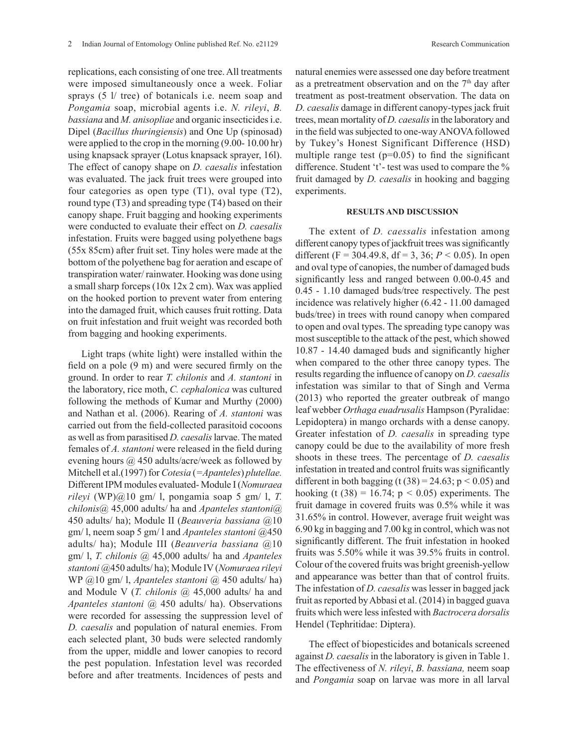replications, each consisting of one tree. All treatments were imposed simultaneously once a week. Foliar sprays (5 l/ tree) of botanicals i.e. neem soap and *Pongamia* soap, microbial agents i.e. *N. rileyi*, *B. bassiana* and *M. anisopliae* and organic insecticides i.e. Dipel (*Bacillus thuringiensis*) and One Up (spinosad) were applied to the crop in the morning (9.00- 10.00 hr) using knapsack sprayer (Lotus knapsack sprayer, 16l). The effect of canopy shape on *D. caesalis* infestation was evaluated. The jack fruit trees were grouped into four categories as open type (T1), oval type (T2), round type (T3) and spreading type (T4) based on their canopy shape. Fruit bagging and hooking experiments were conducted to evaluate their effect on *D. caesalis* infestation. Fruits were bagged using polyethene bags (55x 85cm) after fruit set. Tiny holes were made at the bottom of the polyethene bag for aeration and escape of transpiration water/ rainwater. Hooking was done using a small sharp forceps (10x 12x 2 cm). Wax was applied on the hooked portion to prevent water from entering into the damaged fruit, which causes fruit rotting. Data on fruit infestation and fruit weight was recorded both from bagging and hooking experiments.

Light traps (white light) were installed within the field on a pole (9 m) and were secured firmly on the ground. In order to rear *T. chilonis* and *A. stantoni* in the laboratory, rice moth, *C. cephalonica* was cultured following the methods of Kumar and Murthy (2000) and Nathan et al. (2006). Rearing of *A. stantoni* was carried out from the field-collected parasitoid cocoons as well as from parasitised *D. caesalis* larvae. The mated females of *A. stantoni* were released in the field during evening hours @ 450 adults/acre/week as followed by Mitchell et al.(1997) for *Cotesia* (=*Apanteles*) *plutellae.* Different IPM modules evaluated- Module I (*Nomuraea rileyi* (WP)@10 gm/ l, pongamia soap 5 gm/ l, *T. chilonis*@ 45,000 adults/ ha and *Apanteles stantoni*@ 450 adults/ ha); Module II (*Beauveria bassiana* @10 gm/ l, neem soap 5 gm/ l and *Apanteles stantoni* @450 adults/ ha); Module III (*Beauveria bassiana* @10 gm/ l, *T. chilonis* @ 45,000 adults/ ha and *Apanteles stantoni* @450 adults/ ha); Module IV (*Nomuraea rileyi* WP @10 gm/ l, *Apanteles stantoni* @ 450 adults/ ha) and Module V (*T. chilonis* @ 45,000 adults/ ha and *Apanteles stantoni* @ 450 adults/ ha). Observations were recorded for assessing the suppression level of *D. caesalis* and population of natural enemies. From each selected plant, 30 buds were selected randomly from the upper, middle and lower canopies to record the pest population. Infestation level was recorded before and after treatments. Incidences of pests and natural enemies were assessed one day before treatment as a pretreatment observation and on the 7[th] day after treatment as post-treatment observation. The data on *D. caesalis* damage in different canopy-types jack fruit trees, mean mortality of *D. caesalis* in the laboratory and in the field was subjected to one-way ANOVA followed by Tukey's Honest Significant Difference (HSD) multiple range test ($p=0.05$) to find the significant difference. Student 't'- test was used to compare the % fruit damaged by *D. caesalis* in hooking and bagging experiments.

## RESULTS AND DISCUSSION

The extent of *D. caessalis* infestation among different canopy types of jackfruit trees was significantly different ($F = 304.49.8$, df = 3, 36; $P < 0.05$). In open and oval type of canopies, the number of damaged buds significantly less and ranged between 0.00-0.45 and 0.45 - 1.10 damaged buds/tree respectively. The pest incidence was relatively higher (6.42 - 11.00 damaged buds/tree) in trees with round canopy when compared to open and oval types. The spreading type canopy was most susceptible to the attack of the pest, which showed 10.87 - 14.40 damaged buds and significantly higher when compared to the other three canopy types. The results regarding the influence of canopy on *D. caesalis* infestation was similar to that of Singh and Verma (2013) who reported the greater outbreak of mango leaf webber *Orthaga euadrusalis* Hampson (Pyralidae: Lepidoptera) in mango orchards with a dense canopy. Greater infestation of *D. caesalis* in spreading type canopy could be due to the availability of more fresh shoots in these trees. The percentage of *D. caesalis* infestation in treated and control fruits was significantly different in both bagging ($t(38) = 24.63$; $p < 0.05$) and hooking ($t(38) = 16.74$; $p < 0.05$) experiments. The fruit damage in covered fruits was 0.5% while it was 31.65% in control. However, average fruit weight was 6.90 kg in bagging and 7.00 kg in control, which was not significantly different. The fruit infestation in hooked fruits was 5.50% while it was 39.5% fruits in control. Colour of the covered fruits was bright greenish-yellow and appearance was better than that of control fruits. The infestation of *D. caesalis* was lesser in bagged jack fruit as reported by Abbasi et al. (2014) in bagged guava fruits which were less infested with *Bactrocera dorsalis* Hendel (Tephritidae: Diptera).

The effect of biopesticides and botanicals screened against *D. caesalis* in the laboratory is given in Table 1. The effectiveness of *N. rileyi*, *B. bassiana,* neem soap and *Pongamia* soap on larvae was more in all larval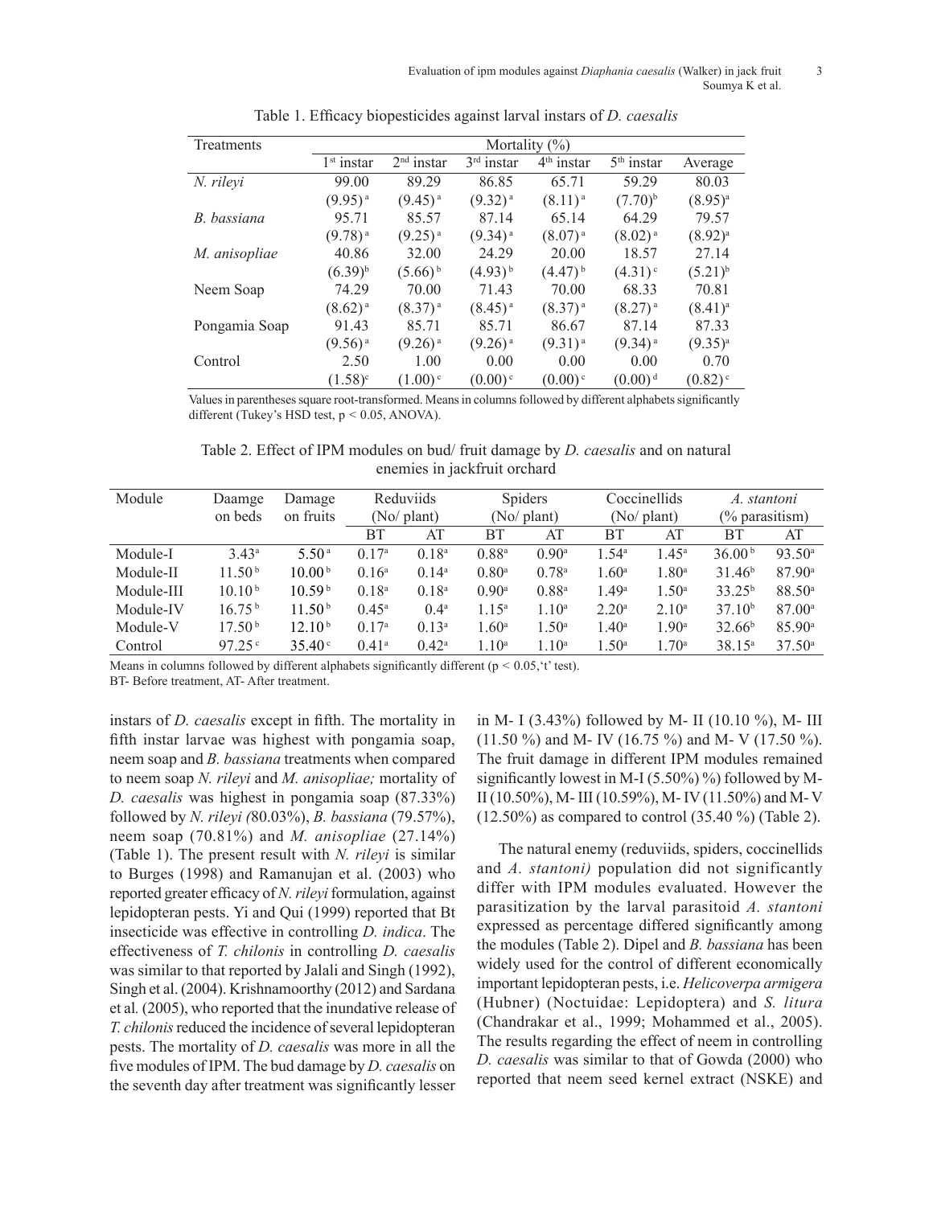Table 1. Efficacy biopesticides against larval instars of *D. caesalis*

| Treatments | Mortality (%) | | | | | |
|---|---|---|---|---|---|---|
| | 1st instar | 2nd instar | 3rd instar | 4th instar | 5th instar | Average |
| *N. rileyi* | 99.00 | 89.29 | 86.85 | 65.71 | 59.29 | 80.03 |
| | (9.95) a | (9.45) a | (9.32) a | (8.11) a | (7.70)b | (8.95)a |
| *B. bassiana* | 95.71 | 85.57 | 87.14 | 65.14 | 64.29 | 79.57 |
| | (9.78) a | (9.25) a | (9.34) a | (8.07) a | (8.02) a | (8.92)a |
| *M. anisopliae* | 40.86 | 32.00 | 24.29 | 20.00 | 18.57 | 27.14 |
| | (6.39)b | (5.66) b | (4.93) b | (4.47) b | (4.31) c | (5.21)b |
| Neem Soap | 74.29 | 70.00 | 71.43 | 70.00 | 68.33 | 70.81 |
| | (8.62) a | (8.37) a | (8.45) a | (8.37) a | (8.27) a | (8.41)a |
| Pongamia Soap | 91.43 | 85.71 | 85.71 | 86.67 | 87.14 | 87.33 |
| | (9.56) a | (9.26) a | (9.26) a | (9.31) a | (9.34) a | (9.35)a |
| Control | 2.50 | 1.00 | 0.00 | 0.00 | 0.00 | 0.70 |
| | (1.58)c | (1.00) c | (0.00) c | (0.00) c | (0.00) d | (0.82) c |

Values in parentheses square root-transformed. Means in columns followed by different alphabets significantly different (Tukey's HSD test, $p < 0.05$, ANOVA).

Table 2. Effect of IPM modules on bud/ fruit damage by *D. caesalis* and on natural enemies in jackfruit orchard

| Module | Daamge on beds | Damage on fruits | Reduviids (No/ plant) | | Spiders (No/ plant) | | Coccinellids (No/ plant) | | *A. stantoni* (% parasitism) | |
|---|---|---|---|---|---|---|---|---|---|---|
| | | | BT | AT | BT | AT | BT | AT | BT | AT |
| Module-I | 3.43a | 5.50 a | 0.17a | 0.18a | 0.88a | 0.90a | 1.54a | 1.45a | 36.00 b | 93.50a |
| Module-II | 11.50 b | 10.00 b | 0.16a | 0.14a | 0.80a | 0.78a | 1.60a | 1.80a | 31.46b | 87.90a |
| Module-III | 10.10 b | 10.59 b | 0.18a | 0.18a | 0.90a | 0.88a | 1.49a | 1.50a | 33.25b | 88.50a |
| Module-IV | 16.75 b | 11.50 b | 0.45a | 0.4a | 1.15a | 1.10a | 2.20a | 2.10a | 37.10b | 87.00a |
| Module-V | 17.50 b | 12.10 b | 0.17a | 0.13a | 1.60a | 1.50a | 1.40a | 1.90a | 32.66b | 85.90a |
| Control | 97.25 c | 35.40 c | 0.41a | 0.42a | 1.10a | 1.10a | 1.50a | 1.70a | 38.15a | 37.50a |

Means in columns followed by different alphabets significantly different ($p < 0.05$,'t' test).
BT- Before treatment, AT- After treatment.

instars of *D. caesalis* except in fifth. The mortality in fifth instar larvae was highest with pongamia soap, neem soap and *B. bassiana* treatments when compared to neem soap *N. rileyi* and *M. anisopliae;* mortality of *D. caesalis* was highest in pongamia soap (87.33%) followed by *N. rileyi (*80.03%), *B. bassiana* (79.57%), neem soap (70.81%) and *M. anisopliae* (27.14%) (Table 1). The present result with *N. rileyi* is similar to Burges (1998) and Ramanujan et al. (2003) who reported greater efficacy of *N. rileyi* formulation, against lepidopteran pests. Yi and Qui (1999) reported that Bt insecticide was effective in controlling *D. indica*. The effectiveness of *T. chilonis* in controlling *D. caesalis* was similar to that reported by Jalali and Singh (1992), Singh et al. (2004). Krishnamoorthy (2012) and Sardana et al. (2005), who reported that the inundative release of *T. chilonis* reduced the incidence of several lepidopteran pests. The mortality of *D. caesalis* was more in all the five modules of IPM. The bud damage by *D. caesalis* on the seventh day after treatment was significantly lesser in M- I (3.43%) followed by M- II (10.10 %), M- III (11.50 %) and M- IV (16.75 %) and M- V (17.50 %). The fruit damage in different IPM modules remained significantly lowest in M-I (5.50%) %) followed by M-II (10.50%), M- III (10.59%), M- IV (11.50%) and M- V (12.50%) as compared to control (35.40 %) (Table 2).

The natural enemy (reduviids, spiders, coccinellids and *A. stantoni)* population did not significantly differ with IPM modules evaluated. However the parasitization by the larval parasitoid *A. stantoni* expressed as percentage differed significantly among the modules (Table 2). Dipel and *B. bassiana* has been widely used for the control of different economically important lepidopteran pests, i.e. *Helicoverpa armigera* (Hubner) (Noctuidae: Lepidoptera) and *S. litura* (Chandrakar et al., 1999; Mohammed et al., 2005). The results regarding the effect of neem in controlling *D. caesalis* was similar to that of Gowda (2000) who reported that neem seed kernel extract (NSKE) and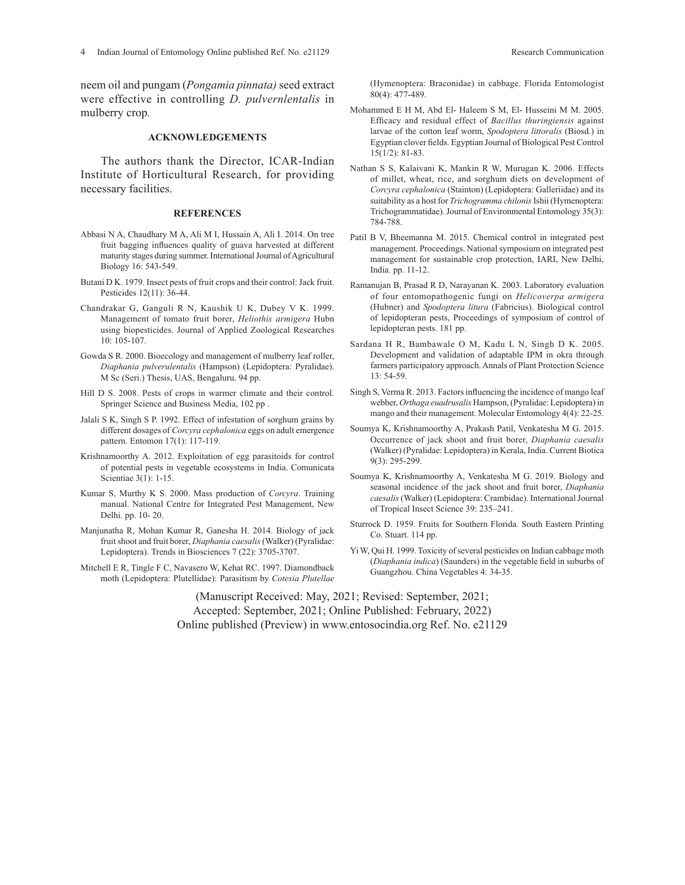neem oil and pungam (*Pongamia pinnata)* seed extract were effective in controlling *D. pulvernlentalis* in mulberry crop.

## ACKNOWLEDGEMENTS

The authors thank the Director, ICAR-Indian Institute of Horticultural Research, for providing necessary facilities.

## REFERENCES

Abbasi N A, Chaudhary M A, Ali M I, Hussain A, Ali I. 2014. On tree fruit bagging influences quality of guava harvested at different maturity stages during summer. International Journal of Agricultural Biology 16: 543-549.

Butani D K. 1979. Insect pests of fruit crops and their control: Jack fruit. Pesticides 12(11): 36-44.

Chandrakar G, Ganguli R N, Kaushik U K, Dubey V K. 1999. Management of tomato fruit borer, *Heliothis armigera* Hubn using biopesticides. Journal of Applied Zoological Researches 10: 105-107.

Gowda S R. 2000. Bioecology and management of mulberry leaf roller, *Diaphania pulverulentalis* (Hampson) (Lepidoptera: Pyralidae). M Sc (Seri.) Thesis, UAS, Bengaluru. 94 pp.

Hill D S. 2008. Pests of crops in warmer climate and their control. Springer Science and Business Media, 102 pp .

Jalali S K, Singh S P. 1992. Effect of infestation of sorghum grains by different dosages of *Corcyra cephalonica* eggs on adult emergence pattern. Entomon 17(1): 117-119.

Krishnamoorthy A. 2012. Exploitation of egg parasitoids for control of potential pests in vegetable ecosystems in India. Comunicata Scientiae 3(1): 1-15.

Kumar S, Murthy K S. 2000. Mass production of *Corcyra*. Training manual. National Centre for Integrated Pest Management, New Delhi. pp. 10- 20.

Manjunatha R, Mohan Kumar R, Ganesha H. 2014. Biology of jack fruit shoot and fruit borer, *Diaphania caesalis* (Walker) (Pyralidae: Lepidoptera). Trends in Biosciences 7 (22): 3705-3707.

Mitchell E R, Tingle F C, Navasero W, Kehat RC. 1997. Diamondback moth (Lepidoptera: Plutellidae): Parasitism by *Cotesia Plutellae* (Hymenoptera: Braconidae) in cabbage. Florida Entomologist 80(4): 477-489.

Mohammed E H M, Abd El- Haleem S M, El- Husseini M M. 2005. Efficacy and residual effect of *Bacillus thuringiensis* against larvae of the cotton leaf worm, *Spodoptera littoralis* (Biosd.) in Egyptian clover fields. Egyptian Journal of Biological Pest Control 15(1/2): 81-83.

Nathan S S, Kalaivani K, Mankin R W, Murugan K. 2006. Effects of millet, wheat, rice, and sorghum diets on development of *Corcyra cephalonica* (Stainton) (Lepidoptera: Galleriidae) and its suitability as a host for *Trichogramma chilonis* Ishii (Hymenoptera: Trichogrammatidae). Journal of Environmental Entomology 35(3): 784-788.

Patil B V, Bheemanna M. 2015. Chemical control in integrated pest management. Proceedings. National symposium on integrated pest management for sustainable crop protection, IARI, New Delhi, India. pp. 11-12.

Ramanujan B, Prasad R D, Narayanan K. 2003. Laboratory evaluation of four entomopathogenic fungi on *Helicoverpa armigera* (Hubner) and *Spodoptera litura* (Fabricius). Biological control of lepidopteran pests, Proceedings of symposium of control of lepidopteran pests. 181 pp.

Sardana H R, Bambawale O M, Kadu L N, Singh D K. 2005. Development and validation of adaptable IPM in okra through farmers participatory approach. Annals of Plant Protection Science 13: 54-59.

Singh S, Verma R. 2013. Factors influencing the incidence of mango leaf webber, *Orthaga euadrusalis* Hampson, (Pyralidae: Lepidoptera) in mango and their management. Molecular Entomology 4(4): 22-25.

Soumya K, Krishnamoorthy A, Prakash Patil, Venkatesha M G. 2015. Occurrence of jack shoot and fruit borer, *Diaphania caesalis* (Walker) (Pyralidae: Lepidoptera) in Kerala, India. Current Biotica 9(3): 295-299.

Soumya K, Krishnamoorthy A, Venkatesha M G. 2019. Biology and seasonal incidence of the jack shoot and fruit borer, *Diaphania caesalis* (Walker) (Lepidoptera: Crambidae). International Journal of Tropical Insect Science 39: 235–241.

Sturrock D. 1959. Fruits for Southern Florida. South Eastern Printing Co. Stuart. 114 pp.

Yi W, Qui H. 1999. Toxicity of several pesticides on Indian cabbage moth (*Diaphania indica*) (Saunders) in the vegetable field in suburbs of Guangzhou. China Vegetables 4: 34-35.

(Manuscript Received: May, 2021; Revised: September, 2021; Accepted: September, 2021; Online Published: February, 2022)
Online published (Preview) in www.entosocindia.org Ref. No. e21129